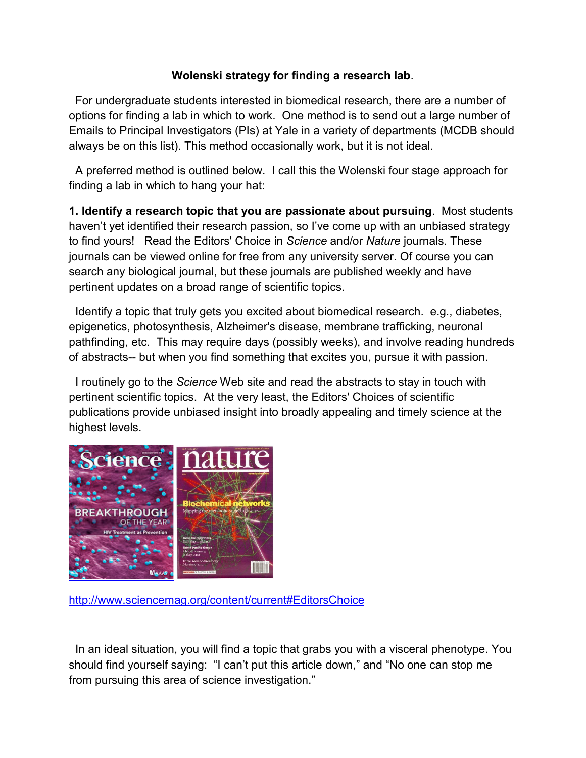**Wolenski strategy for finding a research lab**.

For undergraduate students interested in biomedical research, there are a number of options for finding a lab in which to work. One method is to send out a large number of Emails to Principal Investigators (PIs) at Yale in a variety of departments (MCDB should always be on this list). This method occasionally work, but it is not ideal.

A preferred method is outlined below. I call this the Wolenski four stage approach for finding a lab in which to hang your hat:

**1. Identify a research topic that you are passionate about pursuing**. Most students haven't yet identified their research passion, so I've come up with an unbiased strategy to find yours! Read the Editors' Choice in *Science* and/or *Nature* journals. These journals can be viewed online for free from any university server. Of course you can search any biological journal, but these journals are published weekly and have pertinent updates on a broad range of scientific topics.

Identify a topic that truly gets you excited about biomedical research. e.g., diabetes, epigenetics, photosynthesis, Alzheimer's disease, membrane trafficking, neuronal pathfinding, etc. This may require days (possibly weeks), and involve reading hundreds of abstracts-- but when you find something that excites you, pursue it with passion.

I routinely go to the *Science* Web site and read the abstracts to stay in touch with pertinent scientific topics. At the very least, the Editors' Choices of scientific publications provide unbiased insight into broadly appealing and timely science at the highest levels.

http://www.sciencemag.org/content/current#EditorsChoice

In an ideal situation, you will find a topic that grabs you with a visceral phenotype. You should find yourself saying: "I can't put this article down," and "No one can stop me from pursuing this area of science investigation."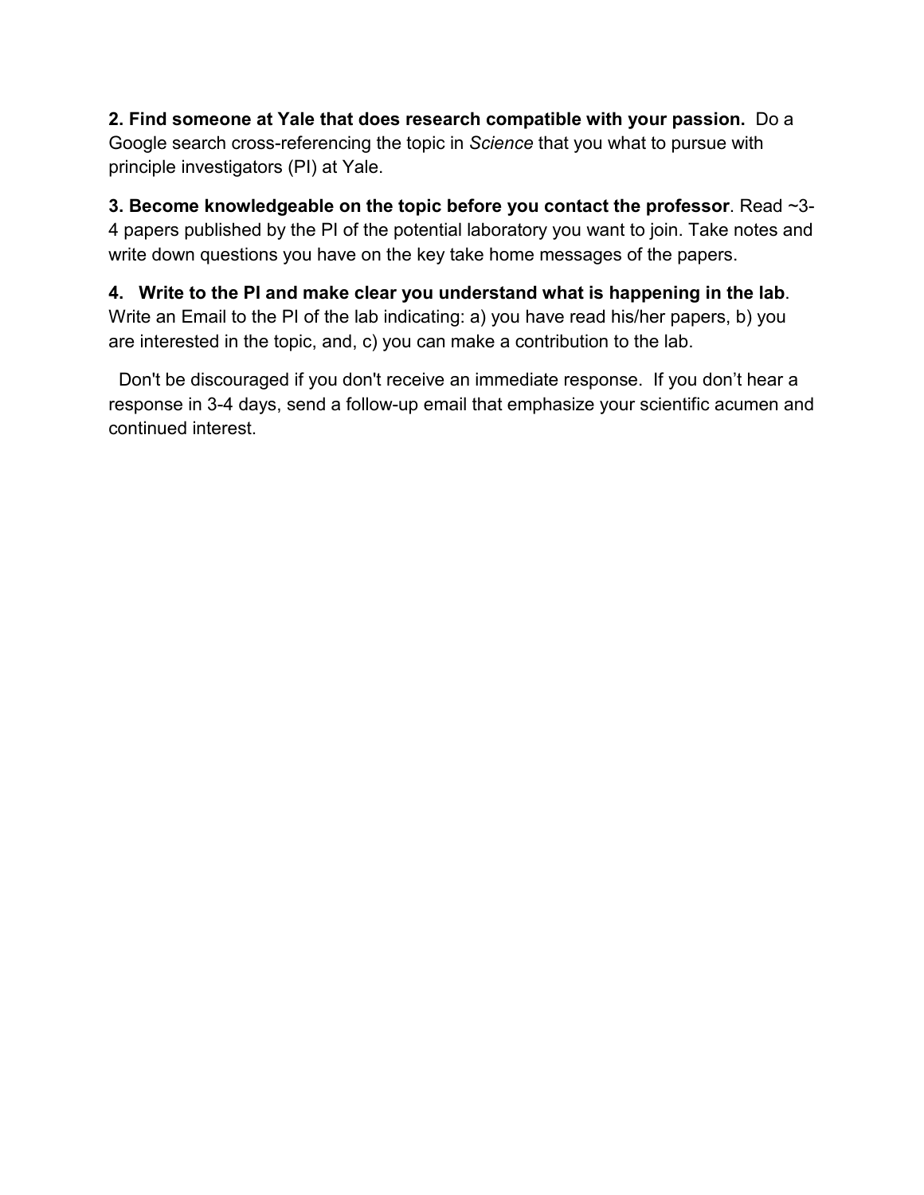**2. Find someone at Yale that does research compatible with your passion.** Do a Google search cross-referencing the topic in *Science* that you what to pursue with principle investigators (PI) at Yale.

**3. Become knowledgeable on the topic before you contact the professor**. Read ~3-4 papers published by the PI of the potential laboratory you want to join. Take notes and write down questions you have on the key take home messages of the papers.

**4. Write to the PI and make clear you understand what is happening in the lab**. Write an Email to the PI of the lab indicating: a) you have read his/her papers, b) you are interested in the topic, and, c) you can make a contribution to the lab.

Don't be discouraged if you don't receive an immediate response. If you don't hear a response in 3-4 days, send a follow-up email that emphasize your scientific acumen and continued interest.